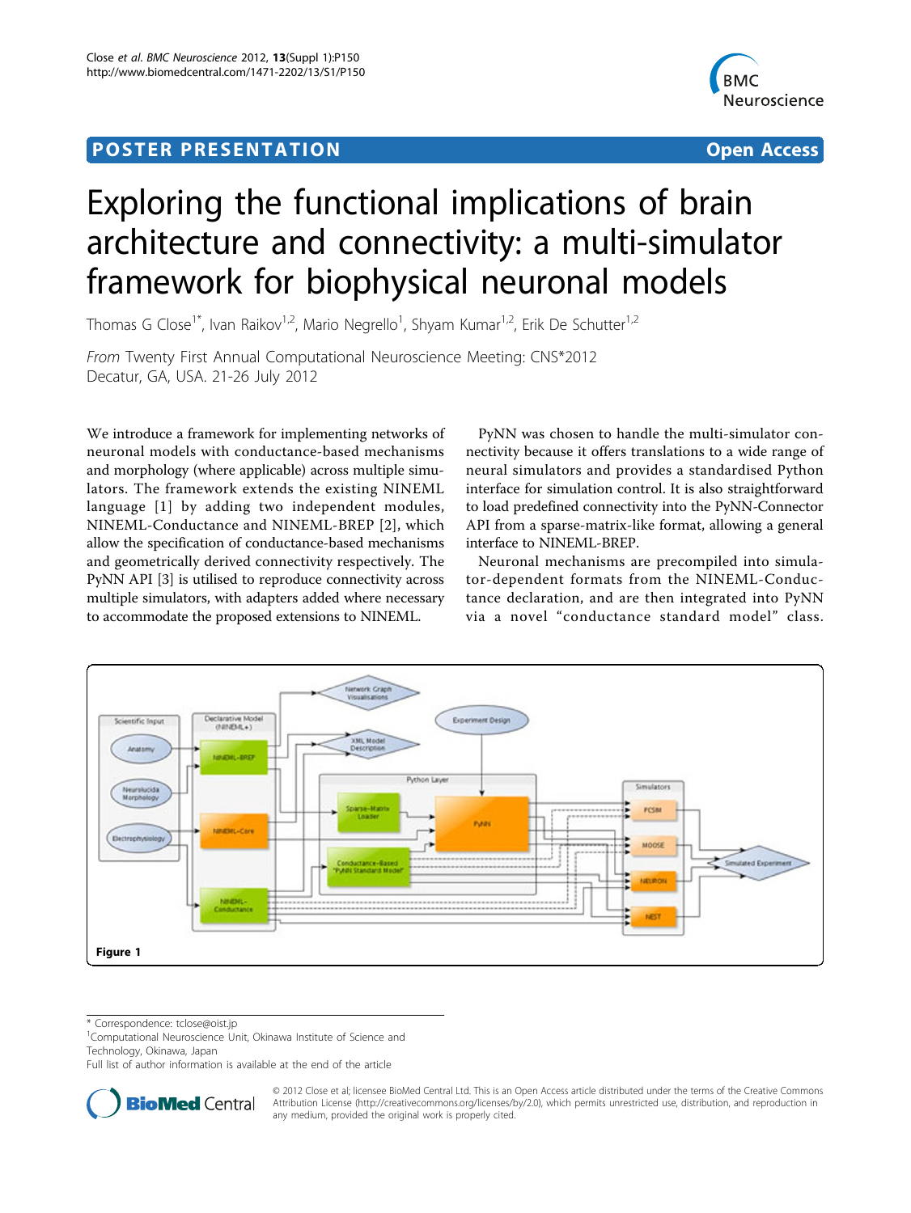POSTER PRESENTATION

Open Access

# Exploring the functional implications of brain architecture and connectivity: a multi-simulator framework for biophysical neuronal models

Thomas G Close[1*], Ivan Raikov[1,2], Mario Negrello[1], Shyam Kumar[1,2], Erik De Schutter[1,2]

*From* Twenty First Annual Computational Neuroscience Meeting: CNS*2012
Decatur, GA, USA. 21-26 July 2012

We introduce a framework for implementing networks of neuronal models with conductance-based mechanisms and morphology (where applicable) across multiple simulators. The framework extends the existing NINEML language [1] by adding two independent modules, NINEML-Conductance and NINEML-BREP [2], which allow the specification of conductance-based mechanisms and geometrically derived connectivity respectively. The PyNN API [3] is utilised to reproduce connectivity across multiple simulators, with adapters added where necessary to accommodate the proposed extensions to NINEML.

PyNN was chosen to handle the multi-simulator connectivity because it offers translations to a wide range of neural simulators and provides a standardised Python interface for simulation control. It is also straightforward to load predefined connectivity into the PyNN-Connector API from a sparse-matrix-like format, allowing a general interface to NINEML-BREP.

Neuronal mechanisms are precompiled into simulator-dependent formats from the NINEML-Conductance declaration, and are then integrated into PyNN via a novel "conductance standard model" class.

**Figure 1**

* Correspondence: tclose@oist.jp
[1]Computational Neuroscience Unit, Okinawa Institute of Science and Technology, Okinawa, Japan
Full list of author information is available at the end of the article

© 2012 Close et al; licensee BioMed Central Ltd. This is an Open Access article distributed under the terms of the Creative Commons Attribution License (http://creativecommons.org/licenses/by/2.0), which permits unrestricted use, distribution, and reproduction in any medium, provided the original work is properly cited.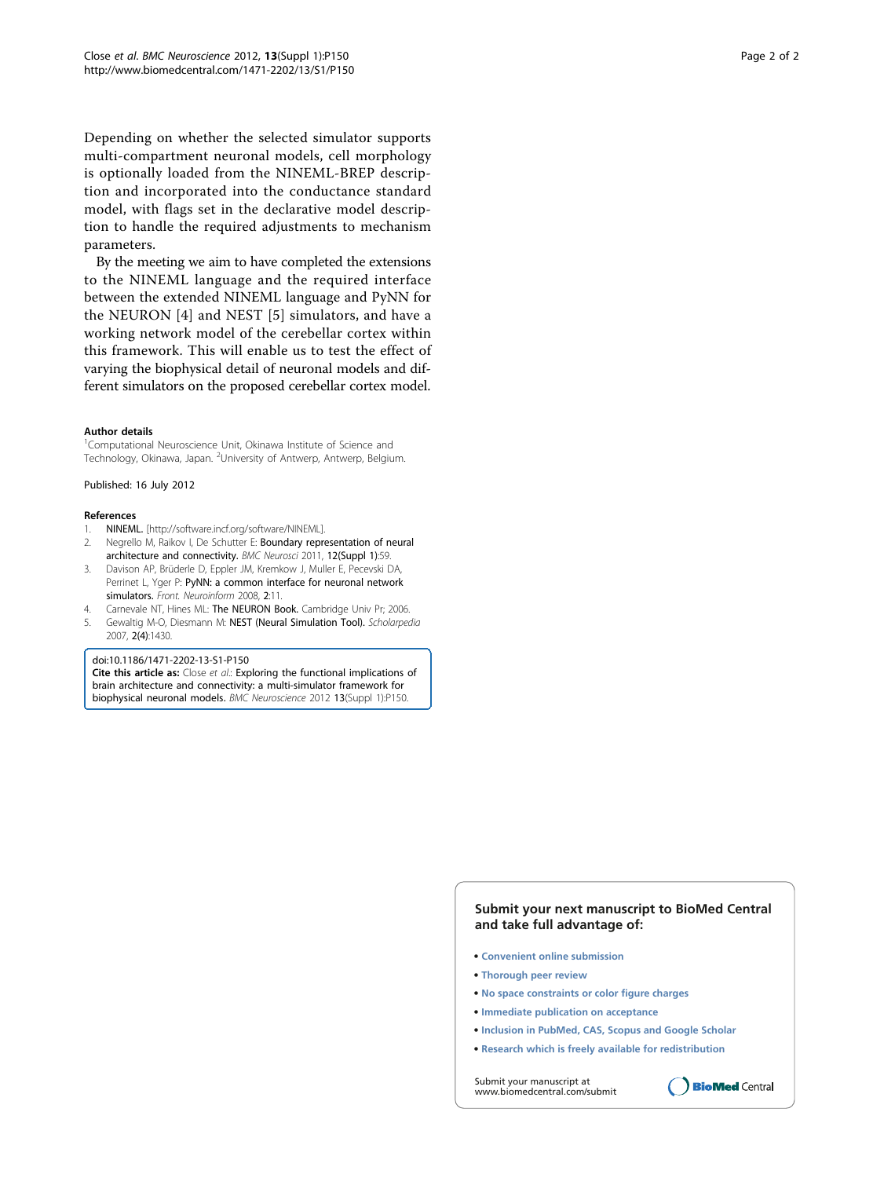Depending on whether the selected simulator supports multi-compartment neuronal models, cell morphology is optionally loaded from the NINEML-BREP description and incorporated into the conductance standard model, with flags set in the declarative model description to handle the required adjustments to mechanism parameters.

By the meeting we aim to have completed the extensions to the NINEML language and the required interface between the extended NINEML language and PyNN for the NEURON [4] and NEST [5] simulators, and have a working network model of the cerebellar cortex within this framework. This will enable us to test the effect of varying the biophysical detail of neuronal models and different simulators on the proposed cerebellar cortex model.

#### Author details

[1]Computational Neuroscience Unit, Okinawa Institute of Science and Technology, Okinawa, Japan. [2]University of Antwerp, Antwerp, Belgium.

Published: 16 July 2012

#### References

1. **NINEML.** [http://software.incf.org/software/NINEML].
2. Negrello M, Raikov I, De Schutter E: **Boundary representation of neural architecture and connectivity.** *BMC Neurosci* 2011, **12(Suppl 1)**:59.
3. Davison AP, Brüderle D, Eppler JM, Kremkow J, Muller E, Pecevski DA, Perrinet L, Yger P: **PyNN: a common interface for neuronal network simulators.** *Front. Neuroinform* 2008, **2**:11.
4. Carnevale NT, Hines ML: **The NEURON Book.** Cambridge Univ Pr; 2006.
5. Gewaltig M-O, Diesmann M: **NEST (Neural Simulation Tool).** *Scholarpedia* 2007, **2(4)**:1430.

doi:10.1186/1471-2202-13-S1-P150
**Cite this article as:** Close *et al.*: Exploring the functional implications of brain architecture and connectivity: a multi-simulator framework for biophysical neuronal models. *BMC Neuroscience* 2012 **13**(Suppl 1):P150.

**Submit your next manuscript to BioMed Central and take full advantage of:**

- Convenient online submission
- Thorough peer review
- No space constraints or color figure charges
- Immediate publication on acceptance
- Inclusion in PubMed, CAS, Scopus and Google Scholar
- Research which is freely available for redistribution

Submit your manuscript at
www.biomedcentral.com/submit